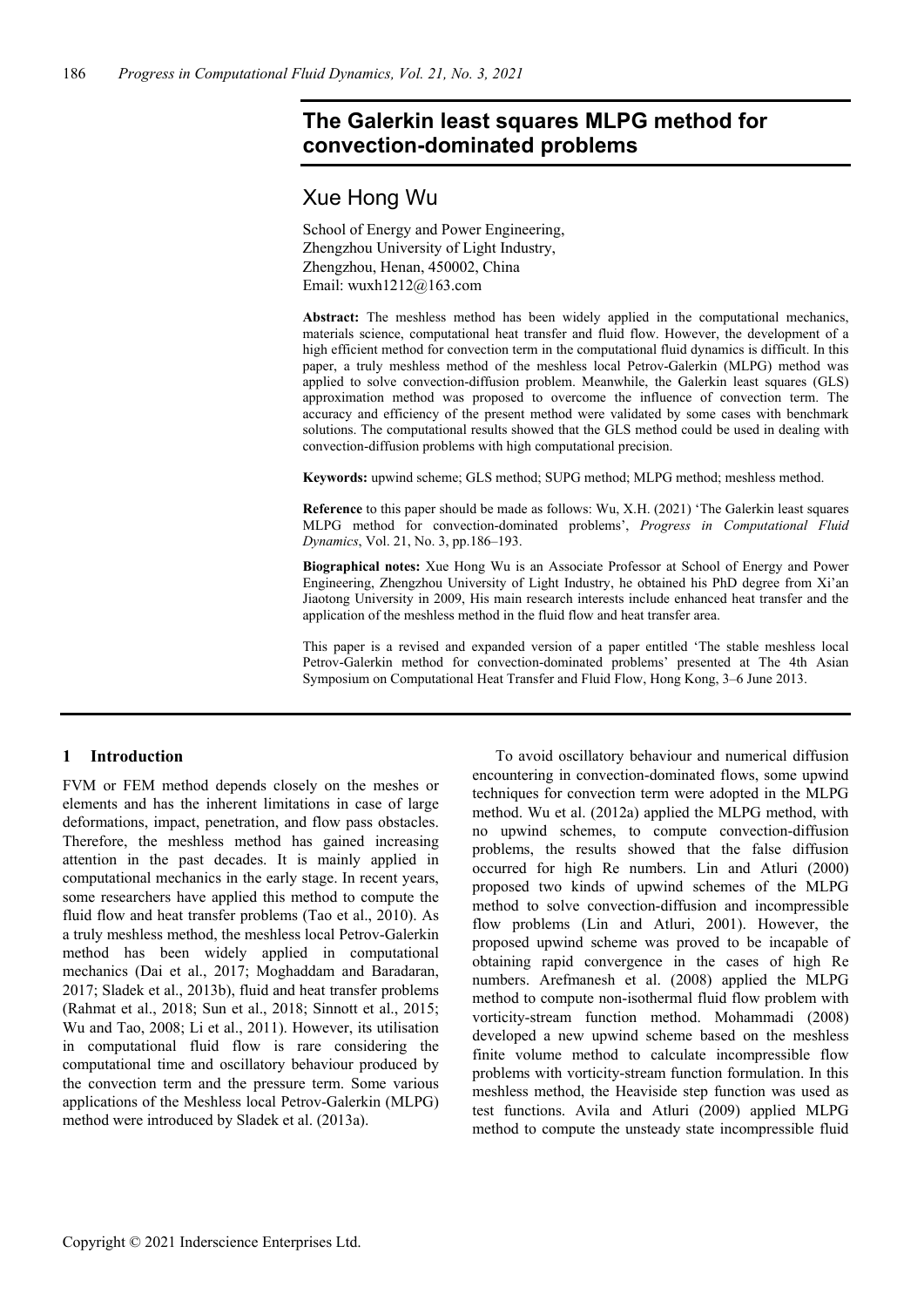# The Galerkin least squares MLPG method for convection-dominated problems

## Xue Hong Wu

School of Energy and Power Engineering,
Zhengzhou University of Light Industry,
Zhengzhou, Henan, 450002, China
Email: wuxh1212@163.com

**Abstract:** The meshless method has been widely applied in the computational mechanics, materials science, computational heat transfer and fluid flow. However, the development of a high efficient method for convection term in the computational fluid dynamics is difficult. In this paper, a truly meshless method of the meshless local Petrov-Galerkin (MLPG) method was applied to solve convection-diffusion problem. Meanwhile, the Galerkin least squares (GLS) approximation method was proposed to overcome the influence of convection term. The accuracy and efficiency of the present method were validated by some cases with benchmark solutions. The computational results showed that the GLS method could be used in dealing with convection-diffusion problems with high computational precision.

**Keywords:** upwind scheme; GLS method; SUPG method; MLPG method; meshless method.

**Reference** to this paper should be made as follows: Wu, X.H. (2021) 'The Galerkin least squares MLPG method for convection-dominated problems', *Progress in Computational Fluid Dynamics*, Vol. 21, No. 3, pp.186–193.

**Biographical notes:** Xue Hong Wu is an Associate Professor at School of Energy and Power Engineering, Zhengzhou University of Light Industry, he obtained his PhD degree from Xi'an Jiaotong University in 2009, His main research interests include enhanced heat transfer and the application of the meshless method in the fluid flow and heat transfer area.

This paper is a revised and expanded version of a paper entitled 'The stable meshless local Petrov-Galerkin method for convection-dominated problems' presented at The 4th Asian Symposium on Computational Heat Transfer and Fluid Flow, Hong Kong, 3–6 June 2013.

## 1 Introduction

FVM or FEM method depends closely on the meshes or elements and has the inherent limitations in case of large deformations, impact, penetration, and flow pass obstacles. Therefore, the meshless method has gained increasing attention in the past decades. It is mainly applied in computational mechanics in the early stage. In recent years, some researchers have applied this method to compute the fluid flow and heat transfer problems (Tao et al., 2010). As a truly meshless method, the meshless local Petrov-Galerkin method has been widely applied in computational mechanics (Dai et al., 2017; Moghaddam and Baradaran, 2017; Sladek et al., 2013b), fluid and heat transfer problems (Rahmat et al., 2018; Sun et al., 2018; Sinnott et al., 2015; Wu and Tao, 2008; Li et al., 2011). However, its utilisation in computational fluid flow is rare considering the computational time and oscillatory behaviour produced by the convection term and the pressure term. Some various applications of the Meshless local Petrov-Galerkin (MLPG) method were introduced by Sladek et al. (2013a).

To avoid oscillatory behaviour and numerical diffusion encountering in convection-dominated flows, some upwind techniques for convection term were adopted in the MLPG method. Wu et al. (2012a) applied the MLPG method, with no upwind schemes, to compute convection-diffusion problems, the results showed that the false diffusion occurred for high Re numbers. Lin and Atluri (2000) proposed two kinds of upwind schemes of the MLPG method to solve convection-diffusion and incompressible flow problems (Lin and Atluri, 2001). However, the proposed upwind scheme was proved to be incapable of obtaining rapid convergence in the cases of high Re numbers. Arefmanesh et al. (2008) applied the MLPG method to compute non-isothermal fluid flow problem with vorticity-stream function method. Mohammadi (2008) developed a new upwind scheme based on the meshless finite volume method to calculate incompressible flow problems with vorticity-stream function formulation. In this meshless method, the Heaviside step function was used as test functions. Avila and Atluri (2009) applied MLPG method to compute the unsteady state incompressible fluid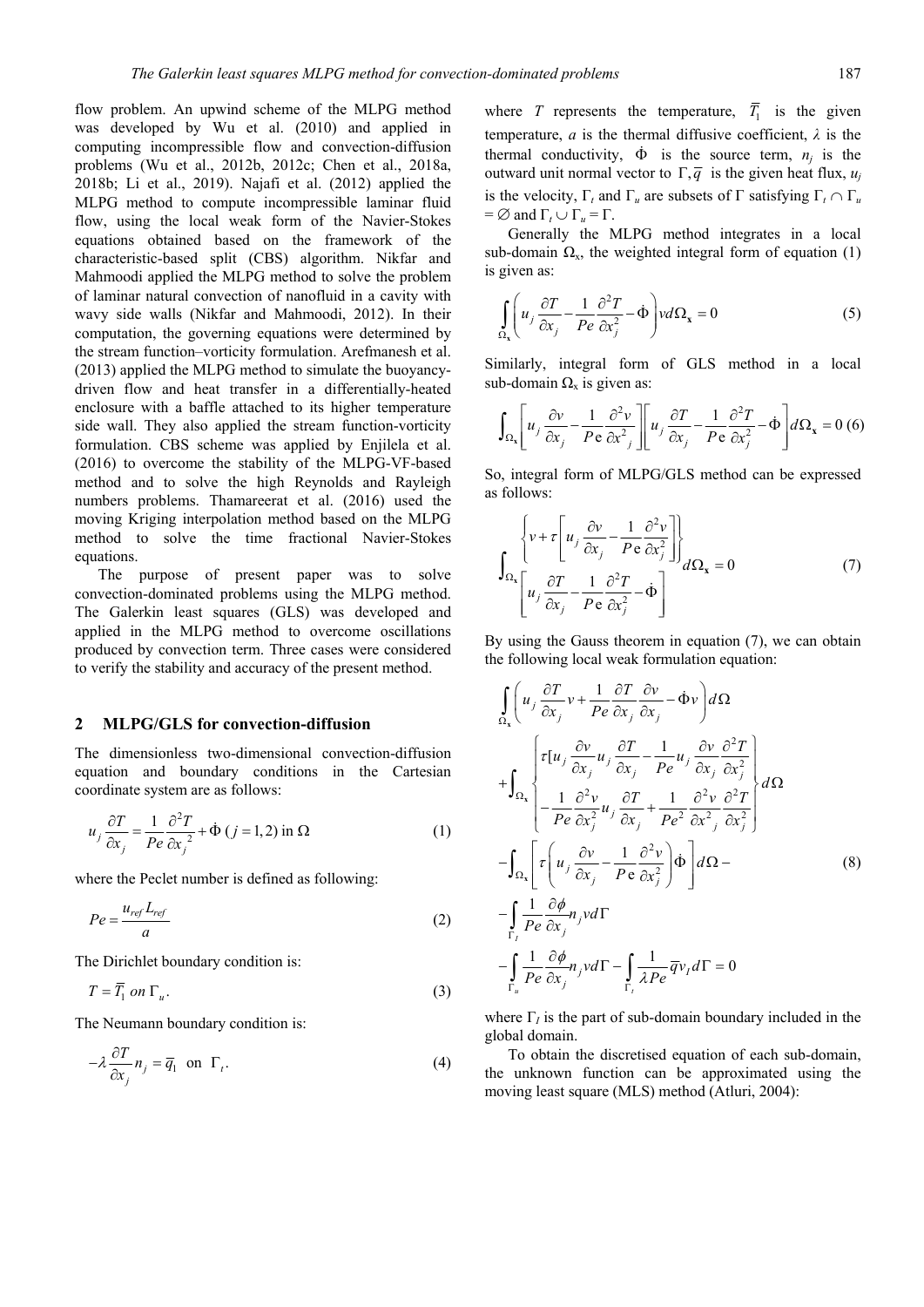flow problem. An upwind scheme of the MLPG method was developed by Wu et al. (2010) and applied in computing incompressible flow and convection-diffusion problems (Wu et al., 2012b, 2012c; Chen et al., 2018a, 2018b; Li et al., 2019). Najafi et al. (2012) applied the MLPG method to compute incompressible laminar fluid flow, using the local weak form of the Navier-Stokes equations obtained based on the framework of the characteristic-based split (CBS) algorithm. Nikfar and Mahmoodi applied the MLPG method to solve the problem of laminar natural convection of nanofluid in a cavity with wavy side walls (Nikfar and Mahmoodi, 2012). In their computation, the governing equations were determined by the stream function–vorticity formulation. Arefmanesh et al. (2013) applied the MLPG method to simulate the buoyancy-driven flow and heat transfer in a differentially-heated enclosure with a baffle attached to its higher temperature side wall. They also applied the stream function-vorticity formulation. CBS scheme was applied by Enjilela et al. (2016) to overcome the stability of the MLPG-VF-based method and to solve the high Reynolds and Rayleigh numbers problems. Thamareerat et al. (2016) used the moving Kriging interpolation method based on the MLPG method to solve the time fractional Navier-Stokes equations.

The purpose of present paper was to solve convection-dominated problems using the MLPG method. The Galerkin least squares (GLS) was developed and applied in the MLPG method to overcome oscillations produced by convection term. Three cases were considered to verify the stability and accuracy of the present method.

## 2 MLPG/GLS for convection-diffusion

The dimensionless two-dimensional convection-diffusion equation and boundary conditions in the Cartesian coordinate system are as follows:

$$u_j \frac{\partial T}{\partial x_j} = \frac{1}{Pe} \frac{\partial^2 T}{\partial x_j{}^2} + \dot{\Phi} \; (j = 1, 2) \text{ in } \Omega \tag{1}$$

where the Peclet number is defined as following:

$$Pe = \frac{u_{ref} L_{ref}}{a} \tag{2}$$

The Dirichlet boundary condition is:

$$T = \overline{T}_1 \; on \; \Gamma_u. \tag{3}$$

The Neumann boundary condition is:

$$-\lambda \frac{\partial T}{\partial x_j} n_j = \overline{q}_1 \;\text{ on }\; \Gamma_t. \tag{4}$$

where $T$ represents the temperature, $\overline{T}_1$ is the given temperature, $a$ is the thermal diffusive coefficient, $\lambda$ is the thermal conductivity, $\dot{\Phi}$ is the source term, $n_j$ is the outward unit normal vector to $\Gamma, \overline{q}$ is the given heat flux, $u_j$ is the velocity, $\Gamma_t$ and $\Gamma_u$ are subsets of $\Gamma$ satisfying $\Gamma_t \cap \Gamma_u = \varnothing$ and $\Gamma_t \cup \Gamma_u = \Gamma$.

Generally the MLPG method integrates in a local sub-domain $\Omega_x$, the weighted integral form of equation (1) is given as:

$$\int_{\Omega_\mathbf{x}} \left( u_j \frac{\partial T}{\partial x_j} - \frac{1}{Pe} \frac{\partial^2 T}{\partial x_j^2} - \dot{\Phi} \right) v d\Omega_\mathbf{x} = 0 \tag{5}$$

Similarly, integral form of GLS method in a local sub-domain $\Omega_x$ is given as:

$$\int_{\Omega_\mathbf{x}} \left[ u_j \frac{\partial v}{\partial x_j} - \frac{1}{P\mathrm{e}} \frac{\partial^2 v}{\partial x^2{}_j} \right] \left[ u_j \frac{\partial T}{\partial x_j} - \frac{1}{P\mathrm{e}} \frac{\partial^2 T}{\partial x_j^2} - \dot{\Phi} \right] d\Omega_\mathbf{x} = 0 \tag{6}$$

So, integral form of MLPG/GLS method can be expressed as follows:

$$\int_{\Omega_\mathbf{x}} \begin{matrix} \left\{ v + \tau \left[ u_j \dfrac{\partial v}{\partial x_j} - \dfrac{1}{P\mathrm{e}} \dfrac{\partial^2 v}{\partial x_j^2} \right] \right\} \\ \left[ u_j \dfrac{\partial T}{\partial x_j} - \dfrac{1}{P\mathrm{e}} \dfrac{\partial^2 T}{\partial x_j^2} - \dot{\Phi} \right] \end{matrix} d\Omega_\mathbf{x} = 0 \tag{7}$$

By using the Gauss theorem in equation (7), we can obtain the following local weak formulation equation:

$$\begin{aligned} &\int_{\Omega_\mathbf{x}} \left( u_j \frac{\partial T}{\partial x_j} v + \frac{1}{Pe} \frac{\partial T}{\partial x_j} \frac{\partial v}{\partial x_j} - \dot{\Phi} v \right) d\Omega \\ &+ \int_{\Omega_\mathbf{x}} \left\{ \begin{matrix} \tau [u_j \dfrac{\partial v}{\partial x_j} u_j \dfrac{\partial T}{\partial x_j} - \dfrac{1}{Pe} u_j \dfrac{\partial v}{\partial x_j} \dfrac{\partial^2 T}{\partial x_j^2} \\ - \dfrac{1}{Pe} \dfrac{\partial^2 v}{\partial x_j^2} u_j \dfrac{\partial T}{\partial x_j} + \dfrac{1}{Pe^2} \dfrac{\partial^2 v}{\partial x^2{}_j} \dfrac{\partial^2 T}{\partial x_j^2} \end{matrix} \right\} d\Omega \\ &- \int_{\Omega_\mathbf{x}} \left[ \tau \left( u_j \frac{\partial v}{\partial x_j} - \frac{1}{P\mathrm{e}} \frac{\partial^2 v}{\partial x_j^2} \right) \dot{\Phi} \right] d\Omega - \\ &- \int_{\Gamma_I} \frac{1}{Pe} \frac{\partial \phi}{\partial x_j} n_j v d\Gamma \\ &- \int_{\Gamma_u} \frac{1}{Pe} \frac{\partial \phi}{\partial x_j} n_j v d\Gamma - \int_{\Gamma_t} \frac{1}{\lambda Pe} \overline{q} v_I d\Gamma = 0 \end{aligned} \tag{8}$$

where $\Gamma_I$ is the part of sub-domain boundary included in the global domain.

To obtain the discretised equation of each sub-domain, the unknown function can be approximated using the moving least square (MLS) method (Atluri, 2004):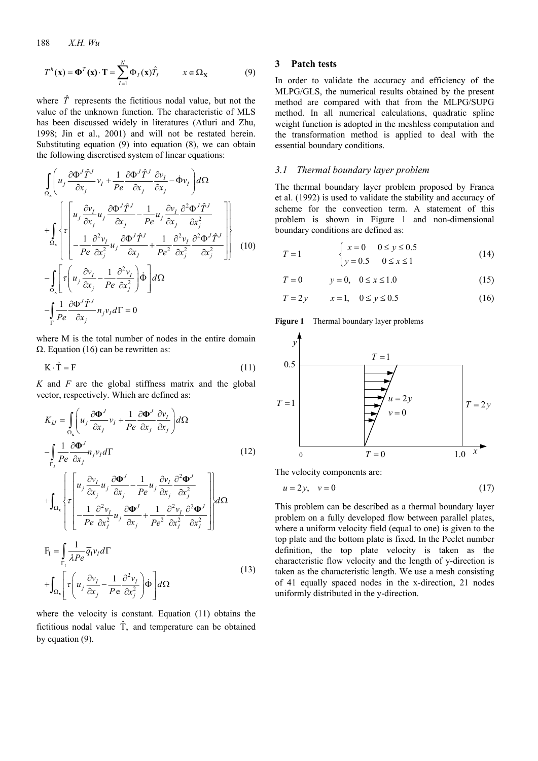$$T^h(\mathbf{x}) = \mathbf{\Phi}^T(\mathbf{x}) \cdot \mathbf{T} = \sum_{I=1}^{N} \Phi_I(\mathbf{x}) \hat{T}_I \qquad x \in \Omega_{\mathbf{X}} \tag{9}$$

where $\hat{T}$ represents the fictitious nodal value, but not the value of the unknown function. The characteristic of MLS has been discussed widely in literatures (Atluri and Zhu, 1998; Jin et al., 2001) and will not be restated herein. Substituting equation (9) into equation (8), we can obtain the following discretised system of linear equations:

$$\begin{aligned}
&\int_{\Omega_x} \left( u_j \frac{\partial \Phi^J \hat{T}^J}{\partial x_j} v_I + \frac{1}{Pe} \frac{\partial \Phi^J \hat{T}^J}{\partial x_j} \frac{\partial v_I}{\partial x_j} - \dot{\Phi} v_I \right) d\Omega \\
&+ \int_{\Omega_x} \left\{ \tau \left[ \begin{array}{l} u_j \dfrac{\partial v_I}{\partial x_j} u_j \dfrac{\partial \Phi^J \hat{T}^J}{\partial x_j} - \dfrac{1}{Pe} u_j \dfrac{\partial v_I}{\partial x_j} \dfrac{\partial^2 \Phi^J \hat{T}^J}{\partial x_j^2} \\ - \dfrac{1}{Pe} \dfrac{\partial^2 v_I}{\partial x_j^2} u_j \dfrac{\partial \Phi^J \hat{T}^J}{\partial x_j} + \dfrac{1}{Pe^2} \dfrac{\partial^2 v_I}{\partial x_j^2} \dfrac{\partial^2 \Phi^J \hat{T}^J}{\partial x_j^2} \end{array} \right] \right\} \\
&- \int_{\Omega_x} \left[ \tau \left( u_j \frac{\partial v_I}{\partial x_j} - \frac{1}{Pe} \frac{\partial^2 v_I}{\partial x_j^2} \right) \dot{\Phi} \right] d\Omega \\
&- \int_{\Gamma} \frac{1}{Pe} \frac{\partial \Phi^J \hat{T}^J}{\partial x_j} n_j v_I d\Gamma = 0
\end{aligned} \tag{10}$$

where M is the total number of nodes in the entire domain $\Omega$. Equation (16) can be rewritten as:

$$\mathrm{K} \cdot \hat{\mathrm{T}} = \mathrm{F} \tag{11}$$

$K$ and $F$ are the global stiffness matrix and the global vector, respectively. Which are defined as:

$$\begin{aligned}
K_{IJ} &= \int_{\Omega_x} \left( u_j \frac{\partial \mathbf{\Phi}^J}{\partial x_j} v_I + \frac{1}{Pe} \frac{\partial \mathbf{\Phi}^J}{\partial x_j} \frac{\partial v_I}{\partial x_j} \right) d\Omega \\
&- \int_{\Gamma_I} \frac{1}{Pe} \frac{\partial \mathbf{\Phi}^J}{\partial x_j} n_j v_I d\Gamma \\
&+ \int_{\Omega_x} \left\{ \tau \left[ \begin{array}{l} u_j \dfrac{\partial v_I}{\partial x_j} u_j \dfrac{\partial \mathbf{\Phi}^J}{\partial x_j} - \dfrac{1}{Pe} u_j \dfrac{\partial v_I}{\partial x_j} \dfrac{\partial^2 \mathbf{\Phi}^J}{\partial x_j^2} \\ - \dfrac{1}{Pe} \dfrac{\partial^2 v_I}{\partial x_j^2} u_j \dfrac{\partial \mathbf{\Phi}^J}{\partial x_j} + \dfrac{1}{Pe^2} \dfrac{\partial^2 v_I}{\partial x_j^2} \dfrac{\partial^2 \mathbf{\Phi}^J}{\partial x_j^2} \end{array} \right] \right\} d\Omega
\end{aligned} \tag{12}$$

$$\begin{aligned}
\mathrm{F}_I &= \int_{\Gamma_t} \frac{1}{\lambda Pe} \bar{q}_1 v_I d\Gamma \\
&+ \int_{\Omega_x} \left[ \tau \left( u_j \frac{\partial v_I}{\partial x_j} - \frac{1}{Pe} \frac{\partial^2 v_I}{\partial x_j^2} \right) \dot{\Phi} \right] d\Omega
\end{aligned} \tag{13}$$

where the velocity is constant. Equation (11) obtains the fictitious nodal value $\hat{\mathrm{T}}$, and temperature can be obtained by equation (9).

## 3 Patch tests

In order to validate the accuracy and efficiency of the MLPG/GLS, the numerical results obtained by the present method are compared with that from the MLPG/SUPG method. In all numerical calculations, quadratic spline weight function is adopted in the meshless computation and the transformation method is applied to deal with the essential boundary conditions.

### 3.1 Thermal boundary layer problem

The thermal boundary layer problem proposed by Franca et al. (1992) is used to validate the stability and accuracy of scheme for the convection term. A statement of this problem is shown in Figure 1 and non-dimensional boundary conditions are defined as:

$$T = 1 \qquad \begin{cases} x = 0 & 0 \le y \le 0.5 \\ y = 0.5 & 0 \le x \le 1 \end{cases} \tag{14}$$

$$T = 0 \qquad y = 0, \quad 0 \le x \le 1.0 \tag{15}$$

$$T = 2y \qquad x = 1, \quad 0 \le y \le 0.5 \tag{16}$$

**Figure 1** Thermal boundary layer problems

y
0.5
$T = 1$
$T = 1$
$u = 2y$
$v = 0$
$T = 2y$
0
$T = 0$
1.0
x

The velocity components are:

$$u = 2y, \quad v = 0 \tag{17}$$

This problem can be described as a thermal boundary layer problem on a fully developed flow between parallel plates, where a uniform velocity field (equal to one) is given to the top plate and the bottom plate is fixed. In the Peclet number definition, the top plate velocity is taken as the characteristic flow velocity and the length of y-direction is taken as the characteristic length. We use a mesh consisting of 41 equally spaced nodes in the x-direction, 21 nodes uniformly distributed in the y-direction.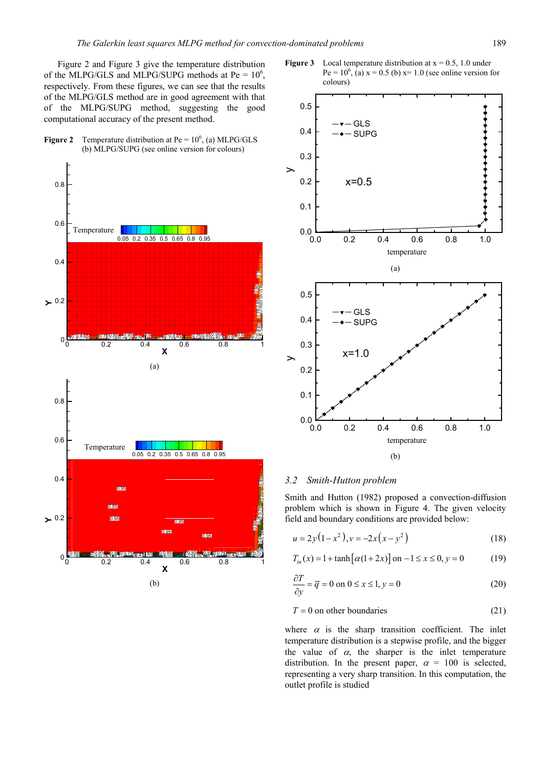Figure 2 and Figure 3 give the temperature distribution of the MLPG/GLS and MLPG/SUPG methods at Pe = $10^6$, respectively. From these figures, we can see that the results of the MLPG/GLS method are in good agreement with that of the MLPG/SUPG method, suggesting the good computational accuracy of the present method.

**Figure 2** Temperature distribution at Pe = $10^6$, (a) MLPG/GLS (b) MLPG/SUPG (see online version for colours)

Temperature
0.05 0.2 0.35 0.5 0.65 0.8 0.95
Y
X
(a)

Temperature
0.05 0.2 0.35 0.5 0.65 0.8 0.95
Y
X
(b)

**Figure 3** Local temperature distribution at x = 0.5, 1.0 under Pe = $10^6$, (a) x = 0.5 (b) x= 1.0 (see online version for colours)

GLS
SUPG
x=0.5
y
temperature
(a)

GLS
SUPG
x=1.0
y
temperature
(b)

### 3.2 *Smith-Hutton problem*

Smith and Hutton (1982) proposed a convection-diffusion problem which is shown in Figure 4. The given velocity field and boundary conditions are provided below:

$$u = 2y(1-x^2), v = -2x(x-y^2) \tag{18}$$

$$T_{in}(x) = 1 + \tanh[\alpha(1+2x)] \text{ on } -1 \le x \le 0, y = 0 \tag{19}$$

$$\frac{\partial T}{\partial y} = \overline{q} = 0 \text{ on } 0 \le x \le 1, y = 0 \tag{20}$$

$$T = 0 \text{ on other boundaries} \tag{21}$$

where $\alpha$ is the sharp transition coefficient. The inlet temperature distribution is a stepwise profile, and the bigger the value of $\alpha$, the sharper is the inlet temperature distribution. In the present paper, $\alpha$ = 100 is selected, representing a very sharp transition. In this computation, the outlet profile is studied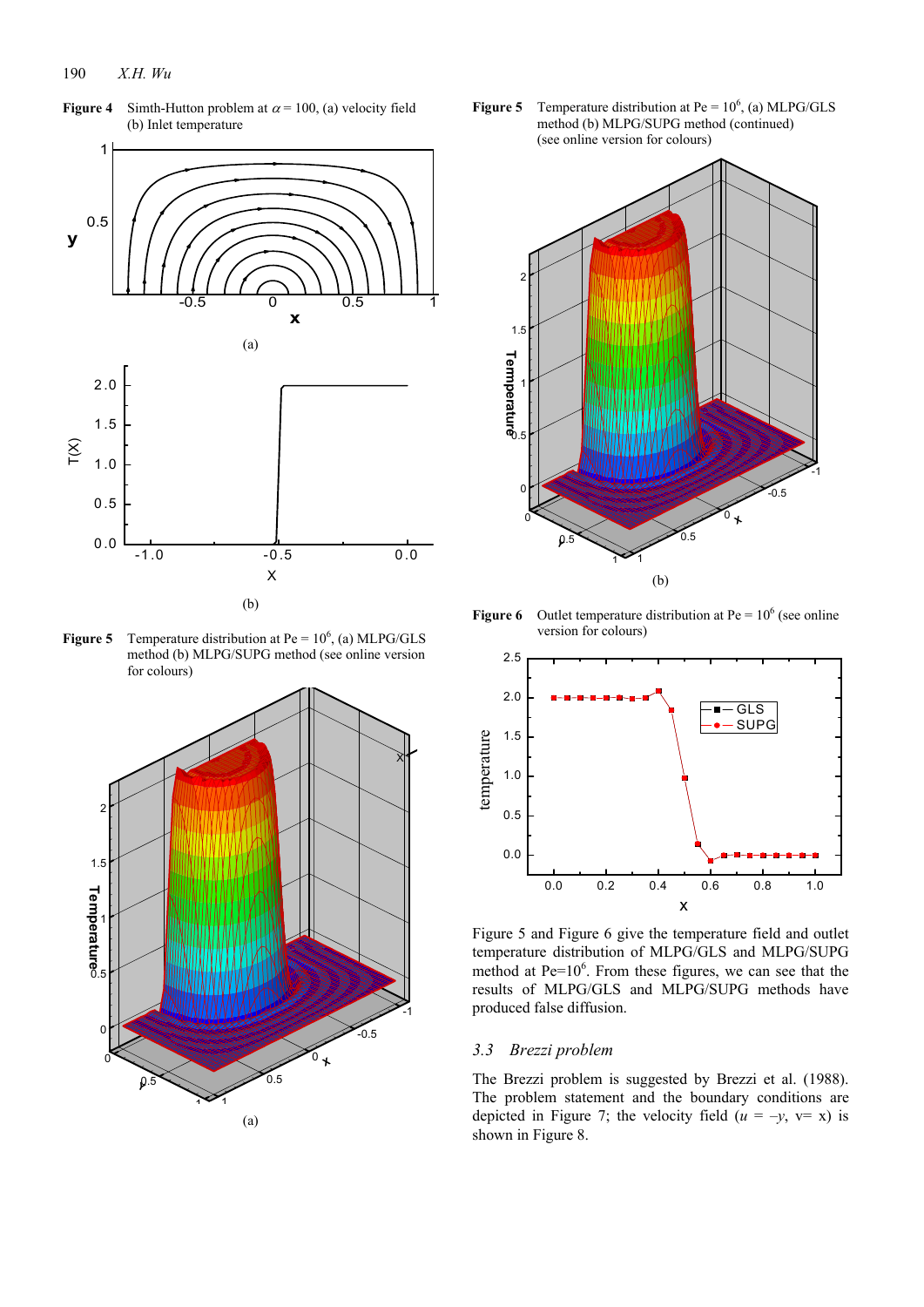**Figure 4** Simth-Hutton problem at $\alpha = 100$, (a) velocity field (b) Inlet temperature

1
0.5
y
-0.5
0
0.5
1
x

(a)

2.0
1.5
1.0
0.5
0.0
T(X)
-1.0
-0.5
0.0
X

(b)

**Figure 5** Temperature distribution at Pe = $10^6$, (a) MLPG/GLS method (b) MLPG/SUPG method (see online version for colours)

2
1.5
1
0.5
0
Temperature
0
0.5
1
1
0.5
0
-0.5
-1
x
y

(a)

**Figure 5** Temperature distribution at Pe = $10^6$, (a) MLPG/GLS method (b) MLPG/SUPG method (continued) (see online version for colours)

2
1.5
1
0.5
0
Temperature
0
0.5
1
1
0.5
0
-0.5
-1
x
y

(b)

**Figure 6** Outlet temperature distribution at Pe = $10^6$ (see online version for colours)

2.5
2.0
1.5
1.0
0.5
0.0
temperature
0.0
0.2
0.4
0.6
0.8
1.0
x
GLS
SUPG

Figure 5 and Figure 6 give the temperature field and outlet temperature distribution of MLPG/GLS and MLPG/SUPG method at Pe=$10^6$. From these figures, we can see that the results of MLPG/GLS and MLPG/SUPG methods have produced false diffusion.

### *3.3 Brezzi problem*

The Brezzi problem is suggested by Brezzi et al. (1988). The problem statement and the boundary conditions are depicted in Figure 7; the velocity field ($u = -y$, v= x) is shown in Figure 8.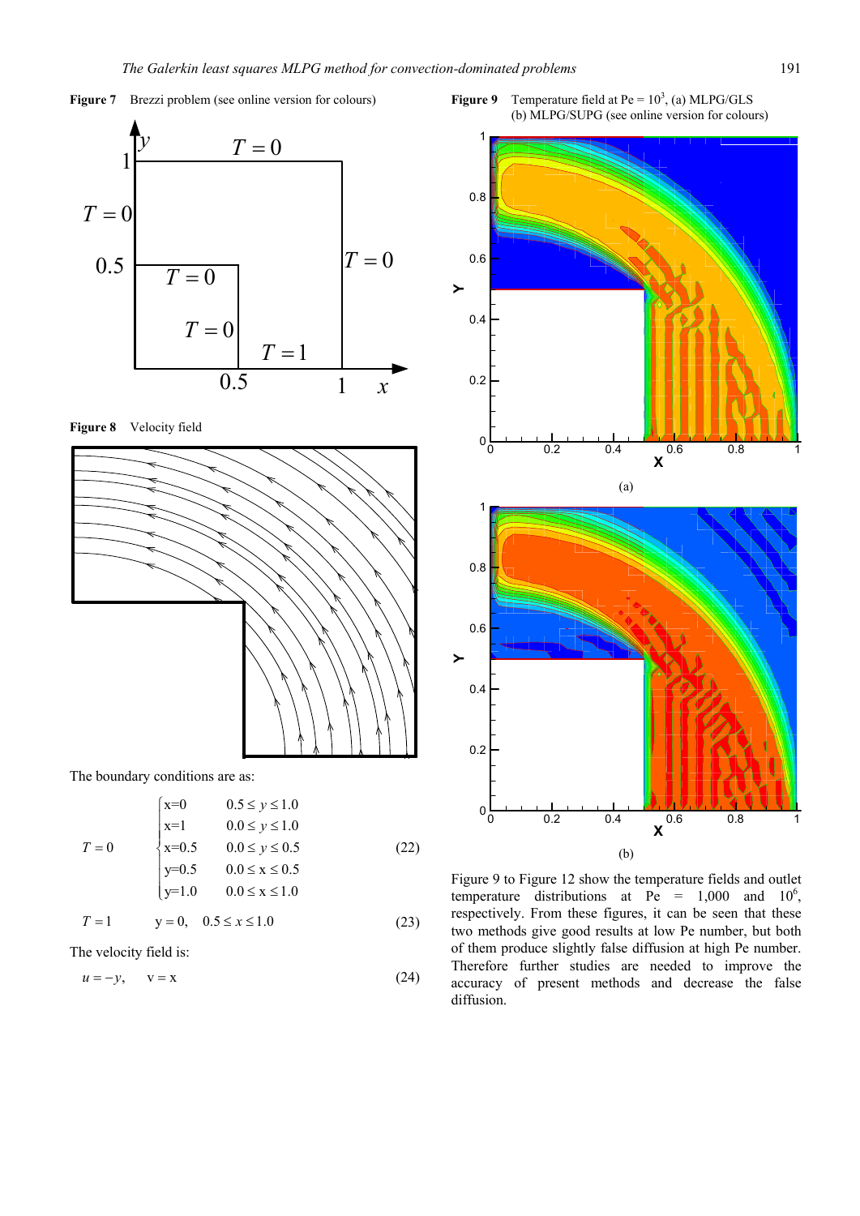**Figure 7** Brezzi problem (see online version for colours)

y
1
$T = 0$
$T = 0$
0.5
$T = 0$
$T = 0$
$T = 0$
$T = 1$
0.5
1
x

**Figure 8** Velocity field

The boundary conditions are as:

$$
T = 0 \quad \begin{cases} x=0 & 0.5 \le y \le 1.0 \\ x=1 & 0.0 \le y \le 1.0 \\ x=0.5 & 0.0 \le y \le 0.5 \\ y=0.5 & 0.0 \le x \le 0.5 \\ y=1.0 & 0.0 \le x \le 1.0 \end{cases} \tag{22}
$$

$$
T = 1 \qquad y = 0, \quad 0.5 \le x \le 1.0 \tag{23}
$$

The velocity field is:

$$
u = -y, \qquad v = x \tag{24}
$$

**Figure 9** Temperature field at Pe = $10^3$, (a) MLPG/GLS (b) MLPG/SUPG (see online version for colours)

(a)

Y
X
0
0.2
0.4
0.6
0.8
1

(b)

Y
X
0
0.2
0.4
0.6
0.8
1

Figure 9 to Figure 12 show the temperature fields and outlet temperature distributions at Pe = 1,000 and $10^6$, respectively. From these figures, it can be seen that these two methods give good results at low Pe number, but both of them produce slightly false diffusion at high Pe number. Therefore further studies are needed to improve the accuracy of present methods and decrease the false diffusion.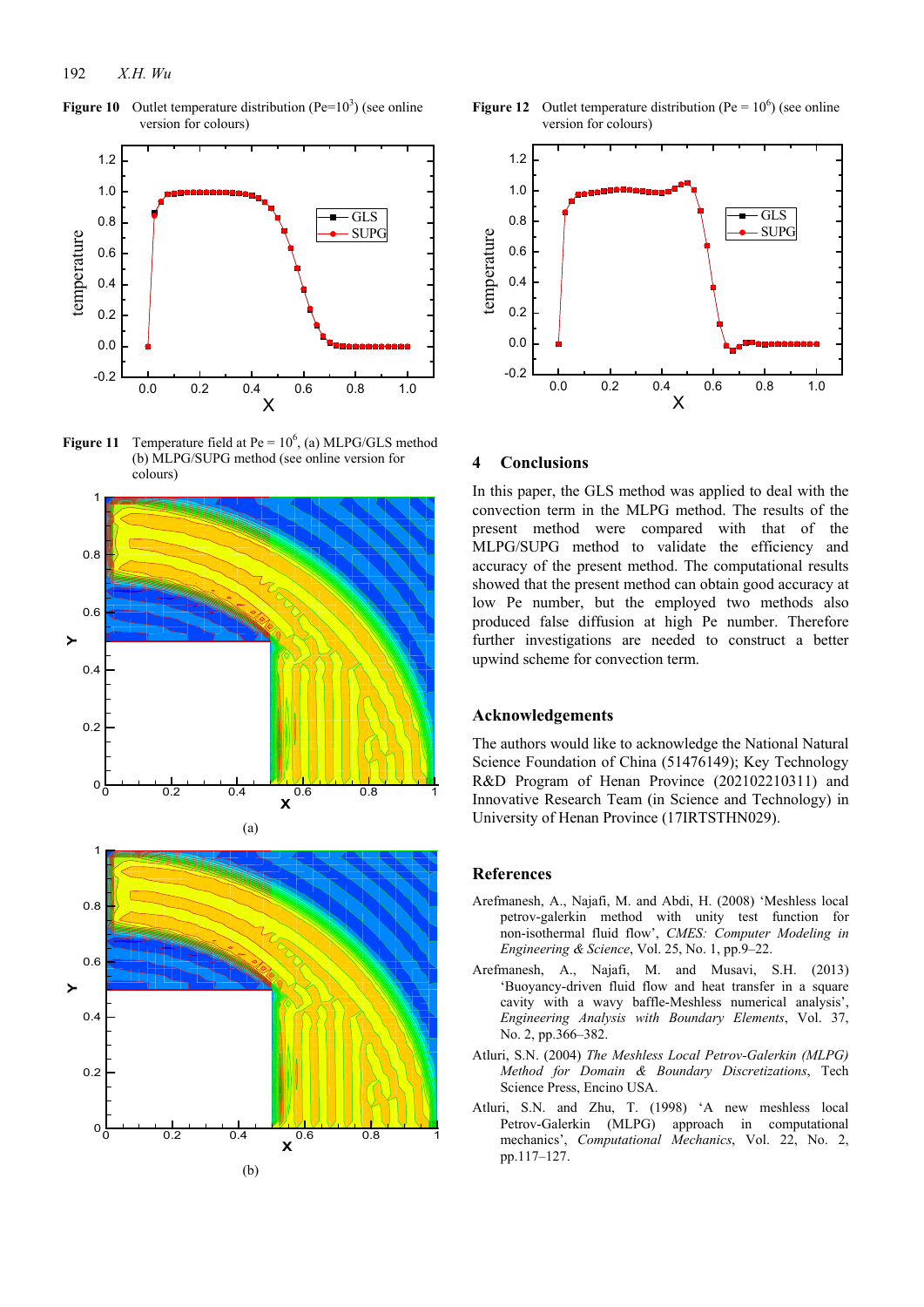**Figure 10** Outlet temperature distribution (Pe=$10^3$) (see online version for colours)

temperature
1.2
1.0
0.8
0.6
0.4
0.2
0.0
-0.2
0.0 0.2 0.4 0.6 0.8 1.0
X
GLS
SUPG

**Figure 11** Temperature field at Pe = $10^6$, (a) MLPG/GLS method (b) MLPG/SUPG method (see online version for colours)

Y
X
0 0.2 0.4 0.6 0.8 1
(a)

Y
X
0 0.2 0.4 0.6 0.8 1
(b)

**Figure 12** Outlet temperature distribution (Pe = $10^6$) (see online version for colours)

temperature
1.2
1.0
0.8
0.6
0.4
0.2
0.0
-0.2
0.0 0.2 0.4 0.6 0.8 1.0
X
GLS
SUPG

## 4 Conclusions

In this paper, the GLS method was applied to deal with the convection term in the MLPG method. The results of the present method were compared with that of the MLPG/SUPG method to validate the efficiency and accuracy of the present method. The computational results showed that the present method can obtain good accuracy at low Pe number, but the employed two methods also produced false diffusion at high Pe number. Therefore further investigations are needed to construct a better upwind scheme for convection term.

## Acknowledgements

The authors would like to acknowledge the National Natural Science Foundation of China (51476149); Key Technology R&D Program of Henan Province (202102210311) and Innovative Research Team (in Science and Technology) in University of Henan Province (17IRTSTHN029).

## References

Arefmanesh, A., Najafi, M. and Abdi, H. (2008) 'Meshless local petrov-galerkin method with unity test function for non-isothermal fluid flow', *CMES: Computer Modeling in Engineering & Science*, Vol. 25, No. 1, pp.9–22.

Arefmanesh, A., Najafi, M. and Musavi, S.H. (2013) 'Buoyancy-driven fluid flow and heat transfer in a square cavity with a wavy baffle-Meshless numerical analysis', *Engineering Analysis with Boundary Elements*, Vol. 37, No. 2, pp.366–382.

Atluri, S.N. (2004) *The Meshless Local Petrov-Galerkin (MLPG) Method for Domain & Boundary Discretizations*, Tech Science Press, Encino USA.

Atluri, S.N. and Zhu, T. (1998) 'A new meshless local Petrov-Galerkin (MLPG) approach in computational mechanics', *Computational Mechanics*, Vol. 22, No. 2, pp.117–127.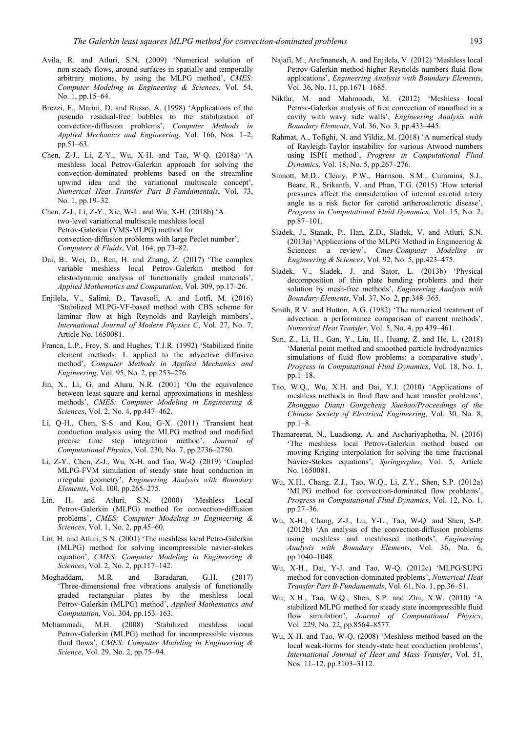Avila, R. and Atluri, S.N. (2009) 'Numerical solution of non-steady flows, around surfaces in spatially and temporally arbitrary motions, by using the MLPG method', *CMES: Computer Modeling in Engineering & Sciences*, Vol. 54, No. 1, pp.15–64.

Brezzi, F., Marini, D. and Russo, A. (1998) 'Applications of the peseudo residual-free bubbles to the stabilization of convection-diffusion problems', *Computer Methods in Applied Mechanics and Engineering*, Vol. 166, Nos. 1–2, pp.51–63.

Chen, Z-J., Li, Z-Y., Wu, X-H. and Tao, W-Q. (2018a) 'A meshless local Petrov-Galerkin approach for solving the convection-dominated problems based on the streamline upwind idea and the variational multiscale concept', *Numerical Heat Transfer Part B-Fundamentals*, Vol. 73, No. 1, pp.19–32.

Chen, Z-J., Li, Z-Y., Xie, W-L. and Wu, X-H. (2018b) 'A two-level variational multiscale meshless local Petrov-Galerkin (VMS-MLPG) method for convection-diffusion problems with large Peclet number', *Computers & Fluids*, Vol. 164, pp.73–82.

Dai, B., Wei, D., Ren, H. and Zhang, Z. (2017) 'The complex variable meshless local Petrov-Galerkin method for elastodynamic analysis of functionally graded materials', *Applied Mathematics and Computation*, Vol. 309, pp.17–26.

Enjilela, V., Salimi, D., Tavasoli, A. and Lotfi, M. (2016) 'Stabilized MLPG-VF-based method with CBS scheme for laminar flow at high Reynolds and Rayleigh numbers', *International Journal of Modern Physics C*, Vol. 27, No. 7, Article No. 1650081.

Franca, L.P., Frey, S. and Hughes, T.J.R. (1992) 'Stabilized finite element methods: I. applied to the advective diffusive method', *Computer Methods in Applied Mechanics and Engineering*, Vol. 95, No. 2, pp.253–276.

Jin, X., Li, G. and Aluru, N.R. (2001) 'On the equivalence between least-square and kernal approximations in meshless methods', *CMES: Computer Modeling in Engineering & Sciences*, Vol. 2, No. 4, pp.447–462.

Li, Q-H., Chen, S-S. and Kou, G-X. (2011) 'Transient heat conduction analysis using the MLPG method and modified precise time step integration method', *Journal of Computational Physics*, Vol. 230, No. 7, pp.2736–2750.

Li, Z-Y., Chen, Z-J., Wu, X-H. and Tao, W-Q. (2019) 'Coupled MLPG-FVM simulation of steady state heat conduction in irregular geometry', *Engineering Analysis with Boundary Elements*, Vol. 100, pp.265–275.

Lin, H. and Atluri, S.N. (2000) 'Meshless Local Petrov-Galerkin (MLPG) method for convection-diffusion problems', *CMES: Computer Modeling in Engineering & Sciences*, Vol. 1, No. 2, pp.45–60.

Lin, H. and Atluri, S.N. (2001) 'The meshless local Petro-Galerkin (MLPG) method for solving incompressible navier-stokes equation', *CMES: Computer Modeling in Engineering & Sciences*, Vol. 2, No. 2, pp.117–142.

Moghaddam, M.R. and Baradaran, G.H. (2017) 'Three-dimensional free vibrations analysis of functionally graded rectangular plates by the meshless local Petrov-Galerkin (MLPG) method', *Applied Mathematics and Computation*, Vol. 304, pp.153–163.

Mohammadi, M.H. (2008) 'Stabilized meshless local Petrov-Galerkin (MLPG) method for incompressible viscous fluid flows', *CMES: Computer Modeling in Engineering & Science*, Vol. 29, No. 2, pp.75–94.

Najafi, M., Arefmanesh, A. and Enjilela, V. (2012) 'Meshless local Petrov-Galerkin method-higher Reynolds numbers fluid flow applications', *Engineering Analysis with Boundary Elements*, Vol. 36, No. 11, pp.1671–1685.

Nikfar, M. and Mahmoodi, M. (2012) 'Meshless local Petrov-Galerkin analysis of free convection of nanofluid in a cavity with wavy side walls', *Engineering Analysis with Boundary Elements*, Vol. 36, No. 3, pp.433–445.

Rahmat, A., Tofighi, N. and Yildiz, M. (2018) 'A numerical study of Rayleigh-Taylor instability for various Atwood numbers using ISPH method', *Progress in Computational Fluid Dynamics*, Vol. 18, No. 5, pp.267–276.

Sinnott, M.D., Cleary, P.W., Harrison, S.M., Cummins, S.J., Beare, R., Srikanth, V. and Phan, T.G. (2015) 'How arterial pressures affect the consideration of internal carotid artery angle as a risk factor for carotid artherosclerotic disease', *Progress in Computational Fluid Dynamics*, Vol. 15, No. 2, pp.87–101.

Sladek, J., Stanak, P., Han, Z.D., Sladek, V. and Atluri, S.N. (2013a) 'Applications of the MLPG Method in Engineering & Sciences: a review', *Cmes-Computer Modeling in Engineering & Sciences*, Vol. 92, No. 5, pp.423–475.

Sladek, V., Sladek, J. and Sator, L. (2013b) 'Physical decomposition of thin plate bending problems and their solution by mesh-free methods', *Engineering Analysis with Boundary Elements*, Vol. 37, No. 2, pp.348–365.

Smith, R.V. and Hutton, A.G. (1982) 'The numerical treatment of advection: a performance comparison of current methods', *Numerical Heat Transfer*, Vol. 5, No. 4, pp.439–461.

Sun, Z., Li, H., Gan, Y., Liu, H., Huang, Z. and He, L. (2018) 'Material point method and smoothed particle hydrodynamics simulations of fluid flow problems: a comparative study', *Progress in Computational Fluid Dynamics*, Vol. 18, No. 1, pp.1–18.

Tao, W.Q., Wu, X.H. and Dai, Y.J. (2010) 'Applications of meshless methods in fluid flow and heat transfer problems', *Zhongguo Dianji Gongcheng Xuebao/Proceedings of the Chinese Society of Electrical Engineering*, Vol. 30, No. 8, pp.1–8.

Thamareerat, N., Luadsong, A. and Aschariyaphotha, N. (2016) 'The meshless local Petrov-Galerkin method based on moving Kriging interpolation for solving the time fractional Navier-Stokes equations', *Springerplus*, Vol. 5, Article No. 1650081.

Wu, X.H., Chang, Z.J., Tao, W.Q., Li, Z.Y., Shen, S.P. (2012a) 'MLPG method for convection-dominated flow problems', *Progress in Computational Fluid Dynamics*, Vol. 12, No. 1, pp.27–36.

Wu, X-H., Chang, Z-J., Lu, Y-L., Tao, W-Q. and Shen, S-P. (2012b) 'An analysis of the convection-diffusion problems using meshless and meshbased methods', *Engineering Analysis with Boundary Elements*, Vol. 36, No. 6, pp.1040–1048.

Wu, X-H., Dai, Y-J. and Tao, W-Q. (2012c) 'MLPG/SUPG method for convection-dominated problems', *Numerical Heat Transfer Part B-Fundamentals*, Vol. 61, No. 1, pp.36–51.

Wu, X.H., Tao, W.Q., Shen, S.P. and Zhu, X.W. (2010) 'A stabilized MLPG method for steady state incompressible fluid flow simulation', *Journal of Computational Physics*, Vol. 229, No. 22, pp.8564–8577.

Wu, X-H. and Tao, W-Q. (2008) 'Meshless method based on the local weak-forms for steady-state heat conduction problems', *International Journal of Heat and Mass Transfer*, Vol. 51, Nos. 11–12, pp.3103–3112.